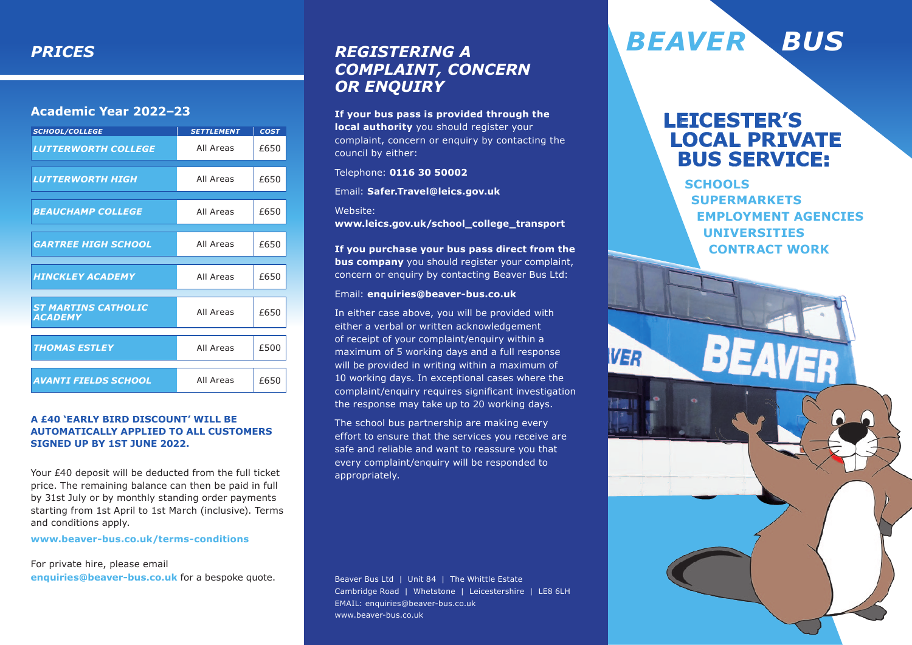## PRICES

### Academic Year 2022–23

| SCHOOL/COLLEGE | SETTLEMENT | COST |
|---|---|---|
| LUTTERWORTH COLLEGE | All Areas | £650 |
| LUTTERWORTH HIGH | All Areas | £650 |
| BEAUCHAMP COLLEGE | All Areas | £650 |
| GARTREE HIGH SCHOOL | All Areas | £650 |
| HINCKLEY ACADEMY | All Areas | £650 |
| ST MARTINS CATHOLIC ACADEMY | All Areas | £650 |
| THOMAS ESTLEY | All Areas | £500 |
| AVANTI FIELDS SCHOOL | All Areas | £650 |

**A £40 'EARLY BIRD DISCOUNT' WILL BE AUTOMATICALLY APPLIED TO ALL CUSTOMERS SIGNED UP BY 1ST JUNE 2022.**

Your £40 deposit will be deducted from the full ticket price. The remaining balance can then be paid in full by 31st July or by monthly standing order payments starting from 1st April to 1st March (inclusive). Terms and conditions apply.

**www.beaver-bus.co.uk/terms-conditions**

For private hire, please email **enquiries@beaver-bus.co.uk** for a bespoke quote.

## REGISTERING A COMPLAINT, CONCERN OR ENQUIRY

**If your bus pass is provided through the local authority** you should register your complaint, concern or enquiry by contacting the council by either:

Telephone: **0116 30 50002**

Email: **Safer.Travel@leics.gov.uk**

Website:
**www.leics.gov.uk/school_college_transport**

**If you purchase your bus pass direct from the bus company** you should register your complaint, concern or enquiry by contacting Beaver Bus Ltd:

Email: **enquiries@beaver-bus.co.uk**

In either case above, you will be provided with either a verbal or written acknowledgement of receipt of your complaint/enquiry within a maximum of 5 working days and a full response will be provided in writing within a maximum of 10 working days. In exceptional cases where the complaint/enquiry requires significant investigation the response may take up to 20 working days.

The school bus partnership are making every effort to ensure that the services you receive are safe and reliable and want to reassure you that every complaint/enquiry will be responded to appropriately.

Beaver Bus Ltd | Unit 84 | The Whittle Estate
Cambridge Road | Whetstone | Leicestershire | LE8 6LH
EMAIL: enquiries@beaver-bus.co.uk
www.beaver-bus.co.uk

# BEAVER BUS

## LEICESTER'S LOCAL PRIVATE BUS SERVICE:

**SCHOOLS**
**SUPERMARKETS**
**EMPLOYMENT AGENCIES**
**UNIVERSITIES**
**CONTRACT WORK**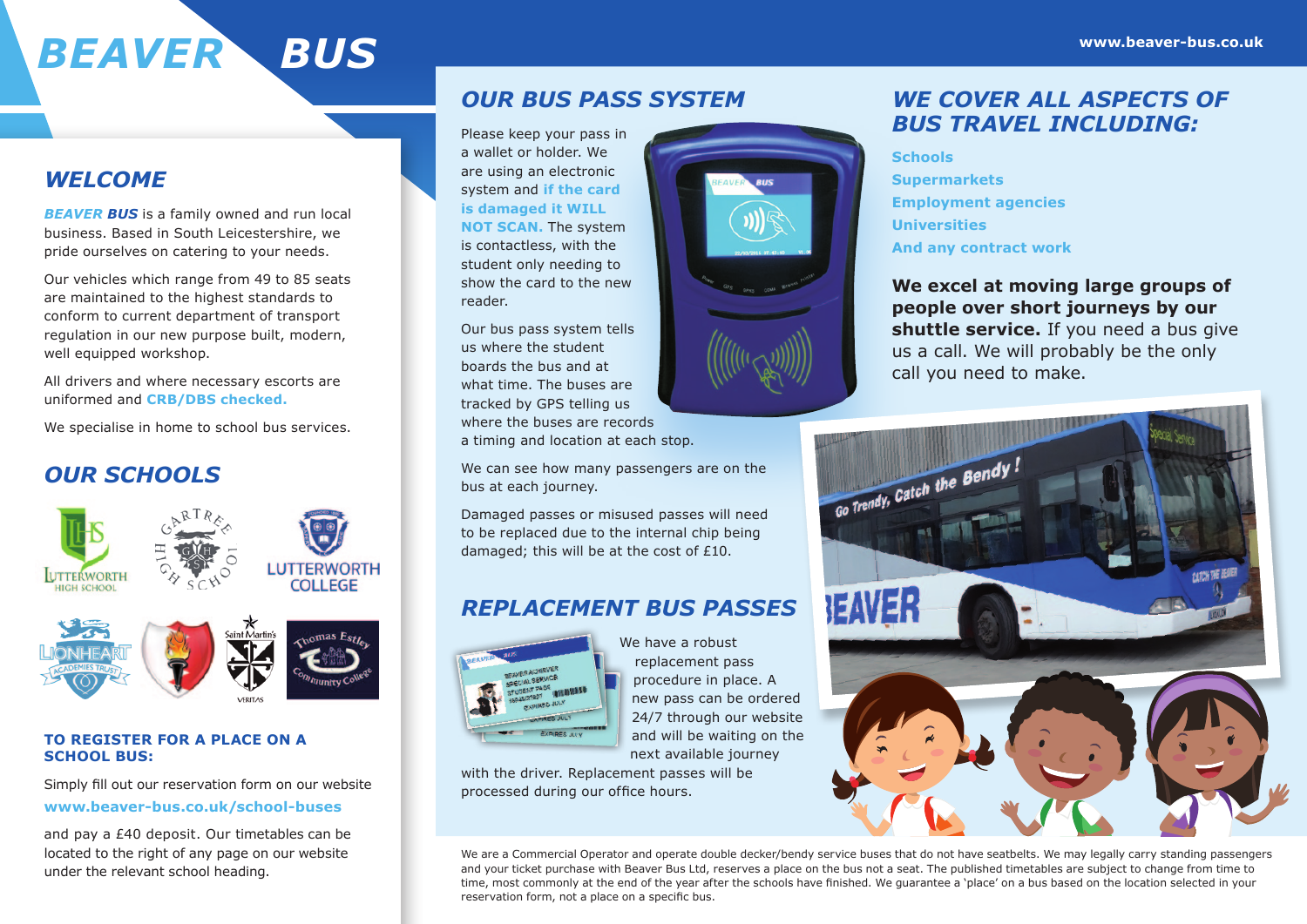# BEAVER BUS

www.beaver-bus.co.uk

## WELCOME

***BEAVER BUS*** is a family owned and run local business. Based in South Leicestershire, we pride ourselves on catering to your needs.

Our vehicles which range from 49 to 85 seats are maintained to the highest standards to conform to current department of transport regulation in our new purpose built, modern, well equipped workshop.

All drivers and where necessary escorts are uniformed and **CRB/DBS checked.**

We specialise in home to school bus services.

## OUR SCHOOLS

Lutterworth High School
Gartree High School
Lutterworth College
Lionheart Academies Trust
Saint Martin's
Thomas Estley Community College

### TO REGISTER FOR A PLACE ON A SCHOOL BUS:

Simply fill out our reservation form on our website **www.beaver-bus.co.uk/school-buses**

and pay a £40 deposit. Our timetables can be located to the right of any page on our website under the relevant school heading.

## OUR BUS PASS SYSTEM

Please keep your pass in a wallet or holder. We are using an electronic system and **if the card is damaged it WILL NOT SCAN.** The system is contactless, with the student only needing to show the card to the new reader.

Our bus pass system tells us where the student boards the bus and at what time. The buses are tracked by GPS telling us where the buses are records a timing and location at each stop.

We can see how many passengers are on the bus at each journey.

Damaged passes or misused passes will need to be replaced due to the internal chip being damaged; this will be at the cost of £10.

## REPLACEMENT BUS PASSES

We have a robust replacement pass procedure in place. A new pass can be ordered 24/7 through our website and will be waiting on the next available journey with the driver. Replacement passes will be processed during our office hours.

## WE COVER ALL ASPECTS OF BUS TRAVEL INCLUDING:

**Schools**
**Supermarkets**
**Employment agencies**
**Universities**
**And any contract work**

**We excel at moving large groups of people over short journeys by our shuttle service.** If you need a bus give us a call. We will probably be the only call you need to make.

We are a Commercial Operator and operate double decker/bendy service buses that do not have seatbelts. We may legally carry standing passengers and your ticket purchase with Beaver Bus Ltd, reserves a place on the bus not a seat. The published timetables are subject to change from time to time, most commonly at the end of the year after the schools have finished. We guarantee a 'place' on a bus based on the location selected in your reservation form, not a place on a specific bus.